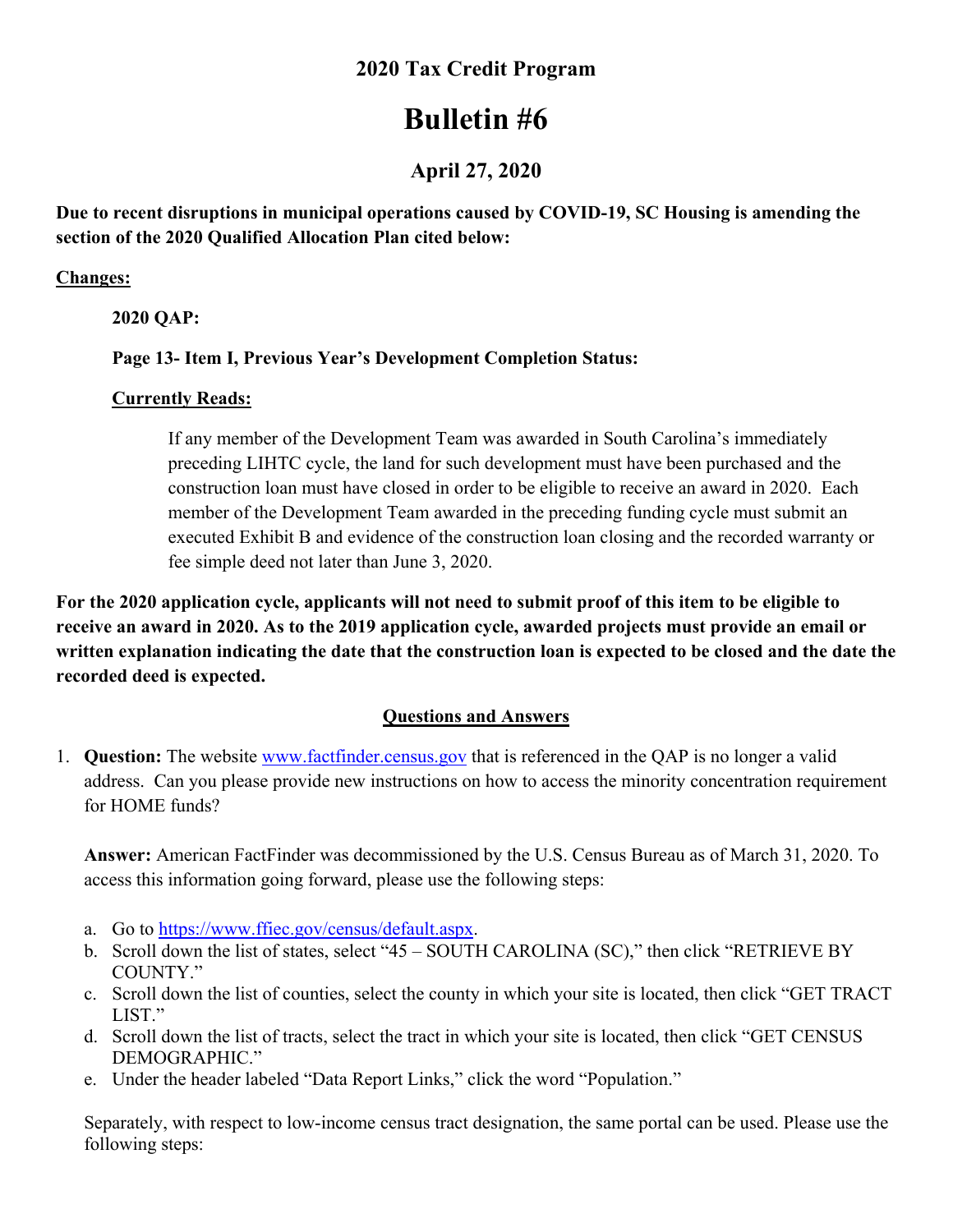# 2020 Tax Credit Program

# Bulletin #6

### April 27, 2020

**Due to recent disruptions in municipal operations caused by COVID-19, SC Housing is amending the section of the 2020 Qualified Allocation Plan cited below:**

**Changes:**

**2020 QAP:**

**Page 13- Item I, Previous Year's Development Completion Status:**

**Currently Reads:**

> If any member of the Development Team was awarded in South Carolina's immediately preceding LIHTC cycle, the land for such development must have been purchased and the construction loan must have closed in order to be eligible to receive an award in 2020. Each member of the Development Team awarded in the preceding funding cycle must submit an executed Exhibit B and evidence of the construction loan closing and the recorded warranty or fee simple deed not later than June 3, 2020.

**For the 2020 application cycle, applicants will not need to submit proof of this item to be eligible to receive an award in 2020. As to the 2019 application cycle, awarded projects must provide an email or written explanation indicating the date that the construction loan is expected to be closed and the date the recorded deed is expected.**

## Questions and Answers

1. **Question:** The website www.factfinder.census.gov that is referenced in the QAP is no longer a valid address. Can you please provide new instructions on how to access the minority concentration requirement for HOME funds?

   **Answer:** American FactFinder was decommissioned by the U.S. Census Bureau as of March 31, 2020. To access this information going forward, please use the following steps:

   a. Go to https://www.ffiec.gov/census/default.aspx.
   b. Scroll down the list of states, select "45 – SOUTH CAROLINA (SC)," then click "RETRIEVE BY COUNTY."
   c. Scroll down the list of counties, select the county in which your site is located, then click "GET TRACT LIST."
   d. Scroll down the list of tracts, select the tract in which your site is located, then click "GET CENSUS DEMOGRAPHIC."
   e. Under the header labeled "Data Report Links," click the word "Population."

   Separately, with respect to low-income census tract designation, the same portal can be used. Please use the following steps: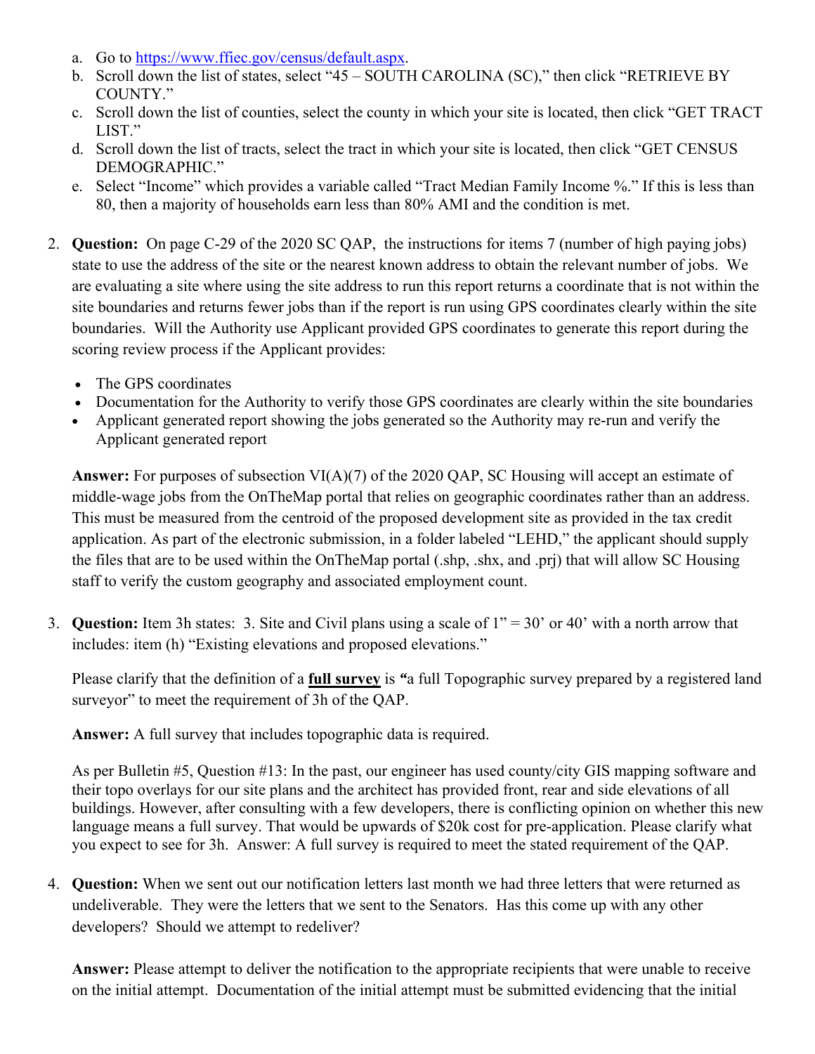a. Go to https://www.ffiec.gov/census/default.aspx.
b. Scroll down the list of states, select "45 – SOUTH CAROLINA (SC)," then click "RETRIEVE BY COUNTY."
c. Scroll down the list of counties, select the county in which your site is located, then click "GET TRACT LIST."
d. Scroll down the list of tracts, select the tract in which your site is located, then click "GET CENSUS DEMOGRAPHIC."
e. Select "Income" which provides a variable called "Tract Median Family Income %." If this is less than 80, then a majority of households earn less than 80% AMI and the condition is met.

2. **Question:** On page C-29 of the 2020 SC QAP, the instructions for items 7 (number of high paying jobs) state to use the address of the site or the nearest known address to obtain the relevant number of jobs. We are evaluating a site where using the site address to run this report returns a coordinate that is not within the site boundaries and returns fewer jobs than if the report is run using GPS coordinates clearly within the site boundaries. Will the Authority use Applicant provided GPS coordinates to generate this report during the scoring review process if the Applicant provides:

   - The GPS coordinates
   - Documentation for the Authority to verify those GPS coordinates are clearly within the site boundaries
   - Applicant generated report showing the jobs generated so the Authority may re-run and verify the Applicant generated report

   **Answer:** For purposes of subsection VI(A)(7) of the 2020 QAP, SC Housing will accept an estimate of middle-wage jobs from the OnTheMap portal that relies on geographic coordinates rather than an address. This must be measured from the centroid of the proposed development site as provided in the tax credit application. As part of the electronic submission, in a folder labeled "LEHD," the applicant should supply the files that are to be used within the OnTheMap portal (.shp, .shx, and .prj) that will allow SC Housing staff to verify the custom geography and associated employment count.

3. **Question:** Item 3h states: 3. Site and Civil plans using a scale of 1" = 30' or 40' with a north arrow that includes: item (h) "Existing elevations and proposed elevations."

   Please clarify that the definition of a **<u>full survey</u>** is **"**a full Topographic survey prepared by a registered land surveyor" to meet the requirement of 3h of the QAP.

   **Answer:** A full survey that includes topographic data is required.

   As per Bulletin #5, Question #13: In the past, our engineer has used county/city GIS mapping software and their topo overlays for our site plans and the architect has provided front, rear and side elevations of all buildings. However, after consulting with a few developers, there is conflicting opinion on whether this new language means a full survey. That would be upwards of $20k cost for pre-application. Please clarify what you expect to see for 3h. Answer: A full survey is required to meet the stated requirement of the QAP.

4. **Question:** When we sent out our notification letters last month we had three letters that were returned as undeliverable. They were the letters that we sent to the Senators. Has this come up with any other developers? Should we attempt to redeliver?

   **Answer:** Please attempt to deliver the notification to the appropriate recipients that were unable to receive on the initial attempt. Documentation of the initial attempt must be submitted evidencing that the initial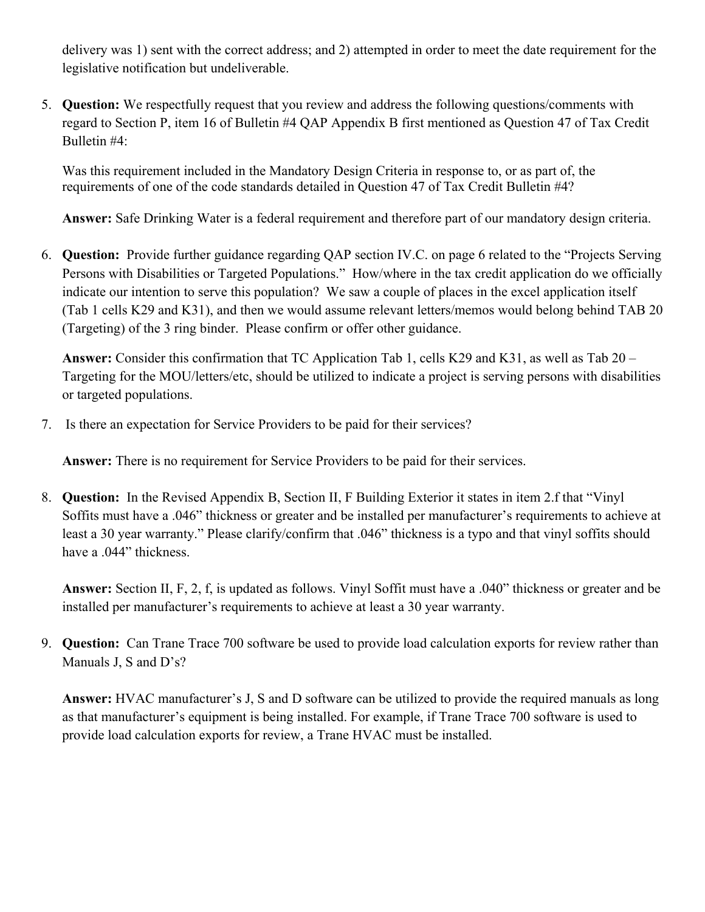delivery was 1) sent with the correct address; and 2) attempted in order to meet the date requirement for the legislative notification but undeliverable.

5. **Question:** We respectfully request that you review and address the following questions/comments with regard to Section P, item 16 of Bulletin #4 QAP Appendix B first mentioned as Question 47 of Tax Credit Bulletin #4:

   Was this requirement included in the Mandatory Design Criteria in response to, or as part of, the requirements of one of the code standards detailed in Question 47 of Tax Credit Bulletin #4?

   **Answer:** Safe Drinking Water is a federal requirement and therefore part of our mandatory design criteria.

6. **Question:** Provide further guidance regarding QAP section IV.C. on page 6 related to the "Projects Serving Persons with Disabilities or Targeted Populations." How/where in the tax credit application do we officially indicate our intention to serve this population? We saw a couple of places in the excel application itself (Tab 1 cells K29 and K31), and then we would assume relevant letters/memos would belong behind TAB 20 (Targeting) of the 3 ring binder. Please confirm or offer other guidance.

   **Answer:** Consider this confirmation that TC Application Tab 1, cells K29 and K31, as well as Tab 20 – Targeting for the MOU/letters/etc, should be utilized to indicate a project is serving persons with disabilities or targeted populations.

7. Is there an expectation for Service Providers to be paid for their services?

   **Answer:** There is no requirement for Service Providers to be paid for their services.

8. **Question:** In the Revised Appendix B, Section II, F Building Exterior it states in item 2.f that "Vinyl Soffits must have a .046" thickness or greater and be installed per manufacturer's requirements to achieve at least a 30 year warranty." Please clarify/confirm that .046" thickness is a typo and that vinyl soffits should have a .044" thickness.

   **Answer:** Section II, F, 2, f, is updated as follows. Vinyl Soffit must have a .040" thickness or greater and be installed per manufacturer's requirements to achieve at least a 30 year warranty.

9. **Question:** Can Trane Trace 700 software be used to provide load calculation exports for review rather than Manuals J, S and D's?

   **Answer:** HVAC manufacturer's J, S and D software can be utilized to provide the required manuals as long as that manufacturer's equipment is being installed. For example, if Trane Trace 700 software is used to provide load calculation exports for review, a Trane HVAC must be installed.